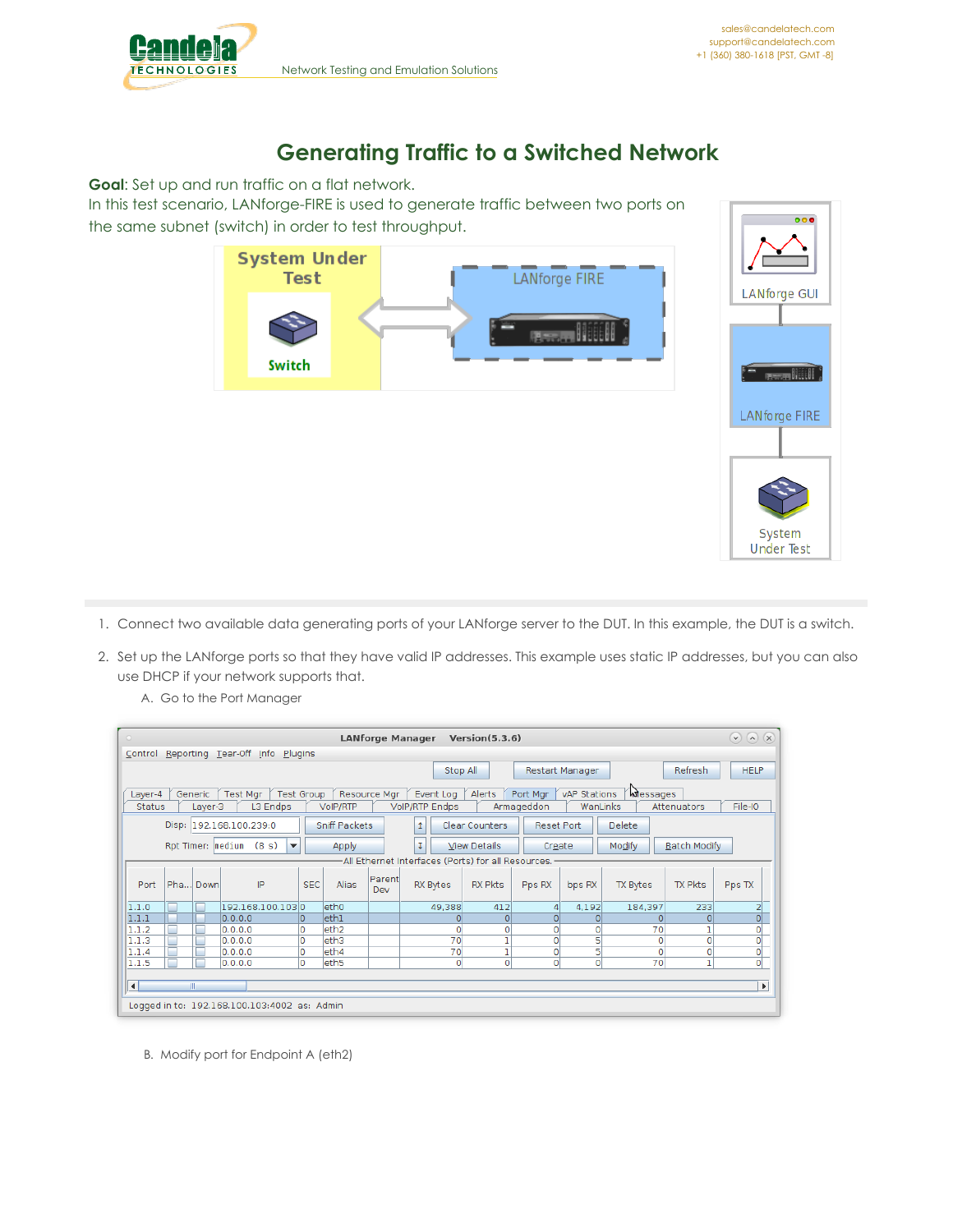# Generating Traffic to a Switched Network

**Goal**: Set up and run traffic on a flat network.

In this test scenario, LANforge-FIRE is used to generate traffic between two ports on the same subnet (switch) in order to test throughput.

1. Connect two available data generating ports of your LANforge server to the DUT. In this example, the DUT is a switch.
2. Set up the LANforge ports so that they have valid IP addresses. This example uses static IP addresses, but you can also use DHCP if your network supports that.
   A. Go to the Port Manager

   B. Modify port for Endpoint A (eth2)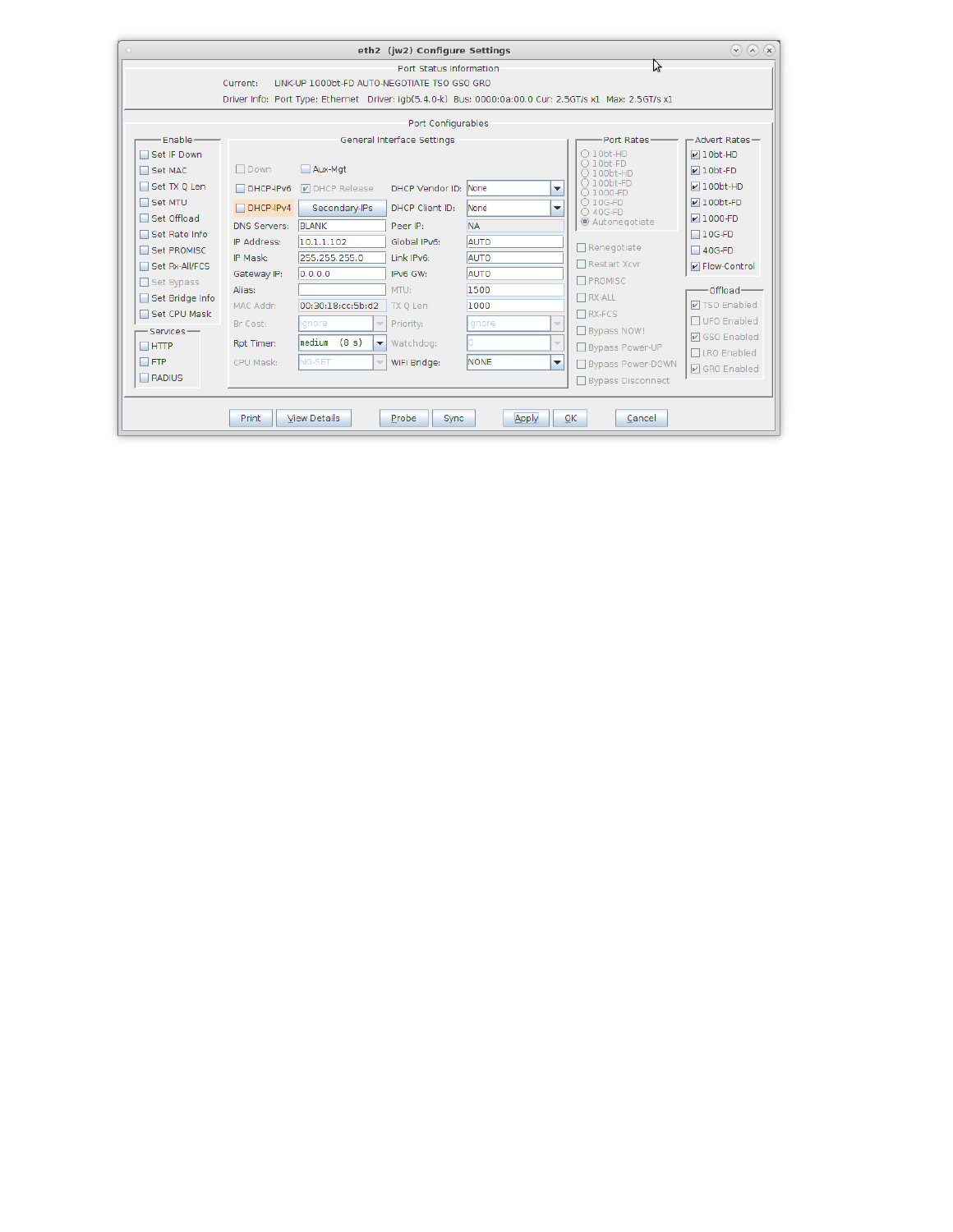eth2 (jw2) Configure Settings

Port Status Information

Current: LINK-UP 1000bt-FD AUTO-NEGOTIATE TSO GSO GRO

Driver Info: Port Type: Ethernet Driver: igb(5.4.0-k) Bus: 0000:0a:00.0 Cur: 2.5GT/s x1 Max: 2.5GT/s x1

Port Configurables

Enable
- Set IF Down
- Set MAC
- Set TX Q Len
- Set MTU
- Set Offload
- Set Rate Info
- Set PROMISC
- Set Rx-All/FCS
- Set Bypass
- Set Bridge Info
- Set CPU Mask

Services
- HTTP
- FTP
- RADIUS

General Interface Settings

| | | | |
|---|---|---|---|
| Down | Aux-Mgt | | |
| DHCP-IPv6 | DHCP Release | DHCP Vendor ID: | None |
| DHCP-IPv4 | Secondary-IPs | DHCP Client ID: | None |
| DNS Servers: | BLANK | Peer IP: | NA |
| IP Address: | 10.1.1.102 | Global IPv6: | AUTO |
| IP Mask: | 255.255.255.0 | Link IPv6: | AUTO |
| Gateway IP: | 0.0.0.0 | IPv6 GW: | AUTO |
| Alias: | | MTU: | 1500 |
| MAC Addr: | 00:30:18:cc:5b:d2 | TX Q Len | 1000 |
| Br Cost: | Ignore | Priority: | Ignore |
| Rpt Timer: | medium (8 s) | Watchdog: | 0 |
| CPU Mask: | NO-SET | WiFi Bridge: | NONE |

Port Rates
- 10bt-HD
- 10bt-FD
- 100bt-HD
- 100bt-FD
- 1000-FD
- 10G-FD
- 40G-FD
- Autonegotiate

- Renegotiate
- Restart Xcvr
- PROMISC
- RX-ALL
- RX-FCS
- Bypass NOW!
- Bypass Power-UP
- Bypass Power-DOWN
- Bypass Disconnect

Advert Rates
- 10bt-HD
- 10bt-FD
- 100bt-HD
- 100bt-FD
- 1000-FD
- 10G-FD
- 40G-FD
- Flow-Control

Offload
- TSO Enabled
- UFO Enabled
- GSO Enabled
- LRO Enabled
- GRO Enabled

Print | View Details | Probe | Sync | Apply | OK | Cancel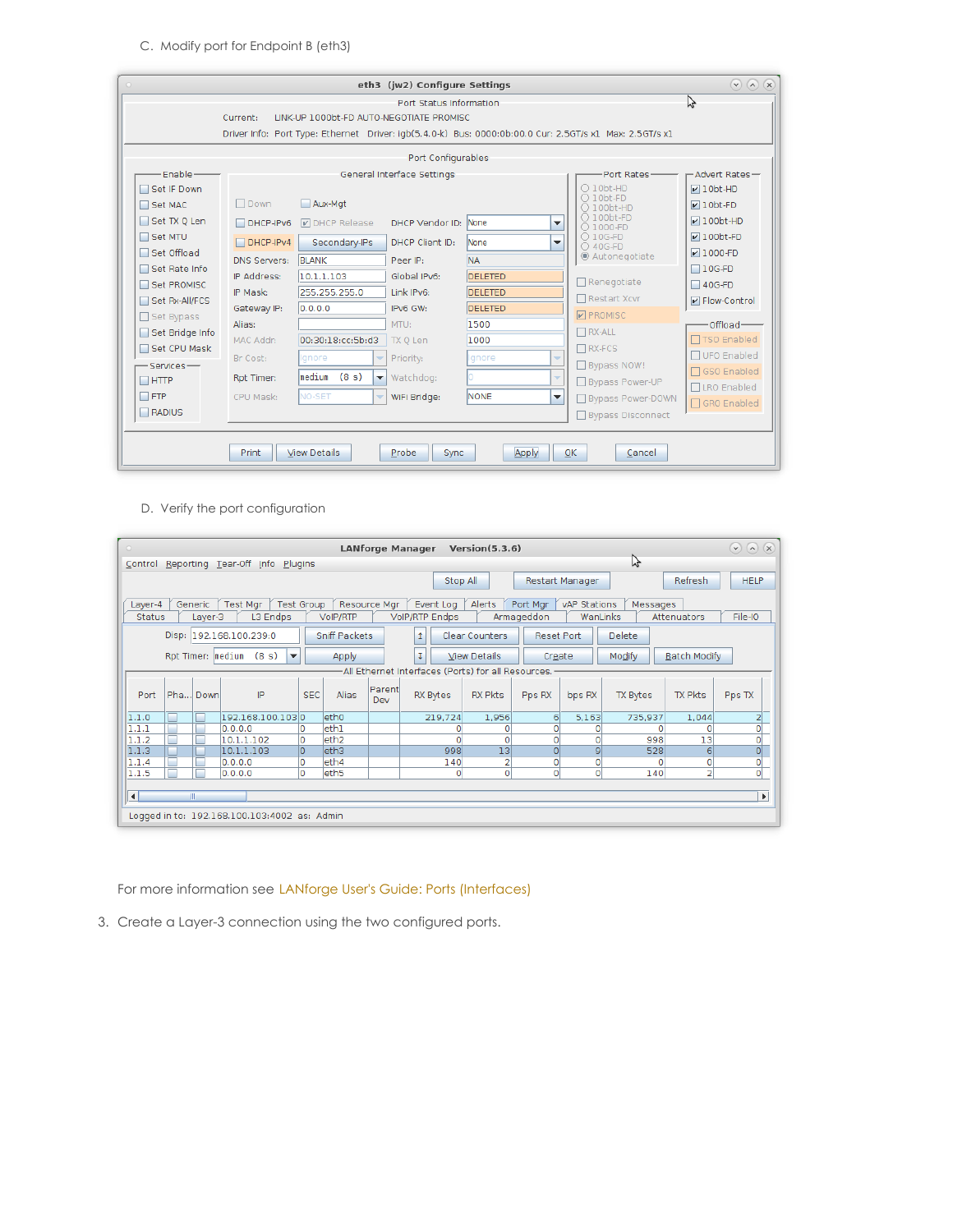C. Modify port for Endpoint B (eth3)

D. Verify the port configuration

For more information see LANforge User's Guide: Ports (Interfaces)

3. Create a Layer-3 connection using the two configured ports.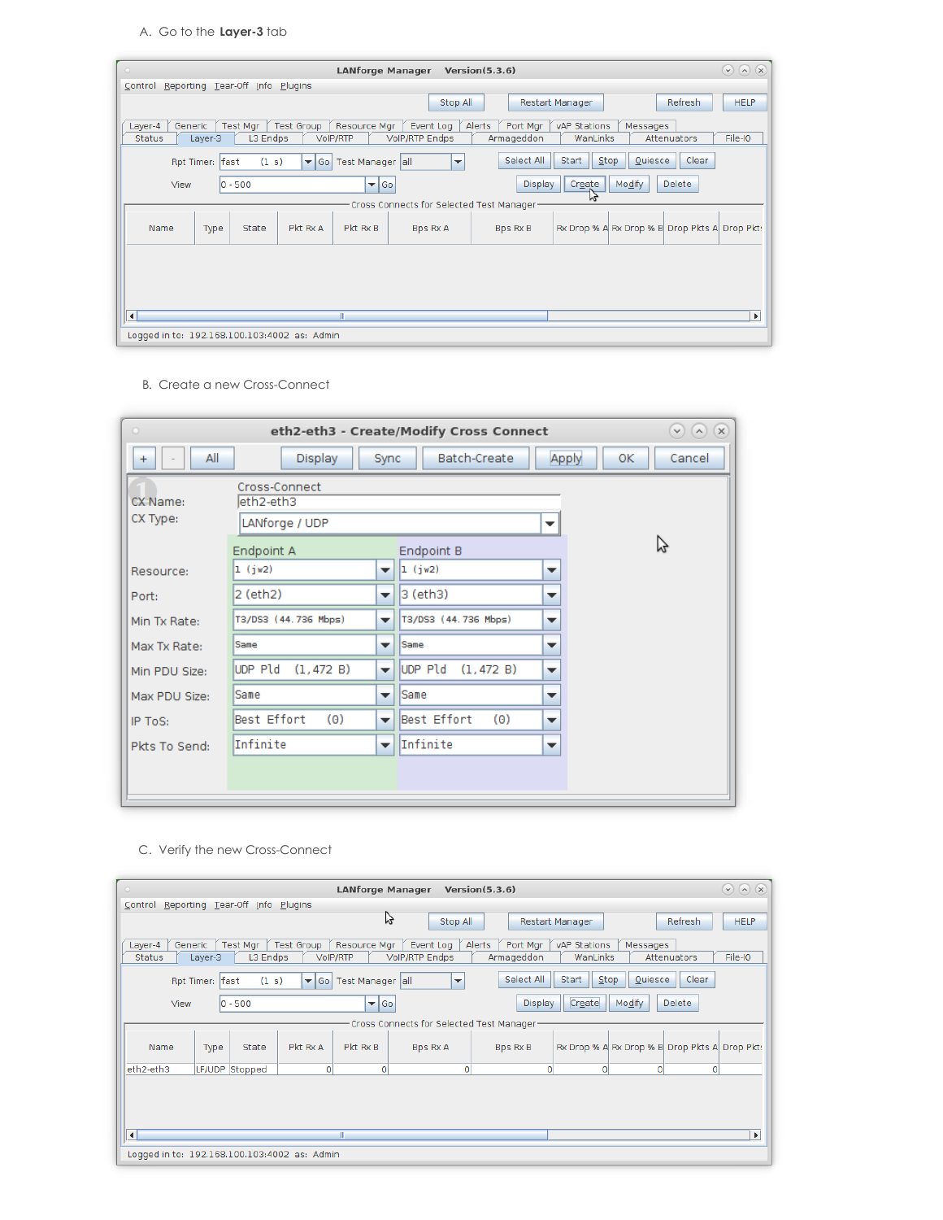A. Go to the **Layer-3** tab

B. Create a new Cross-Connect

C. Verify the new Cross-Connect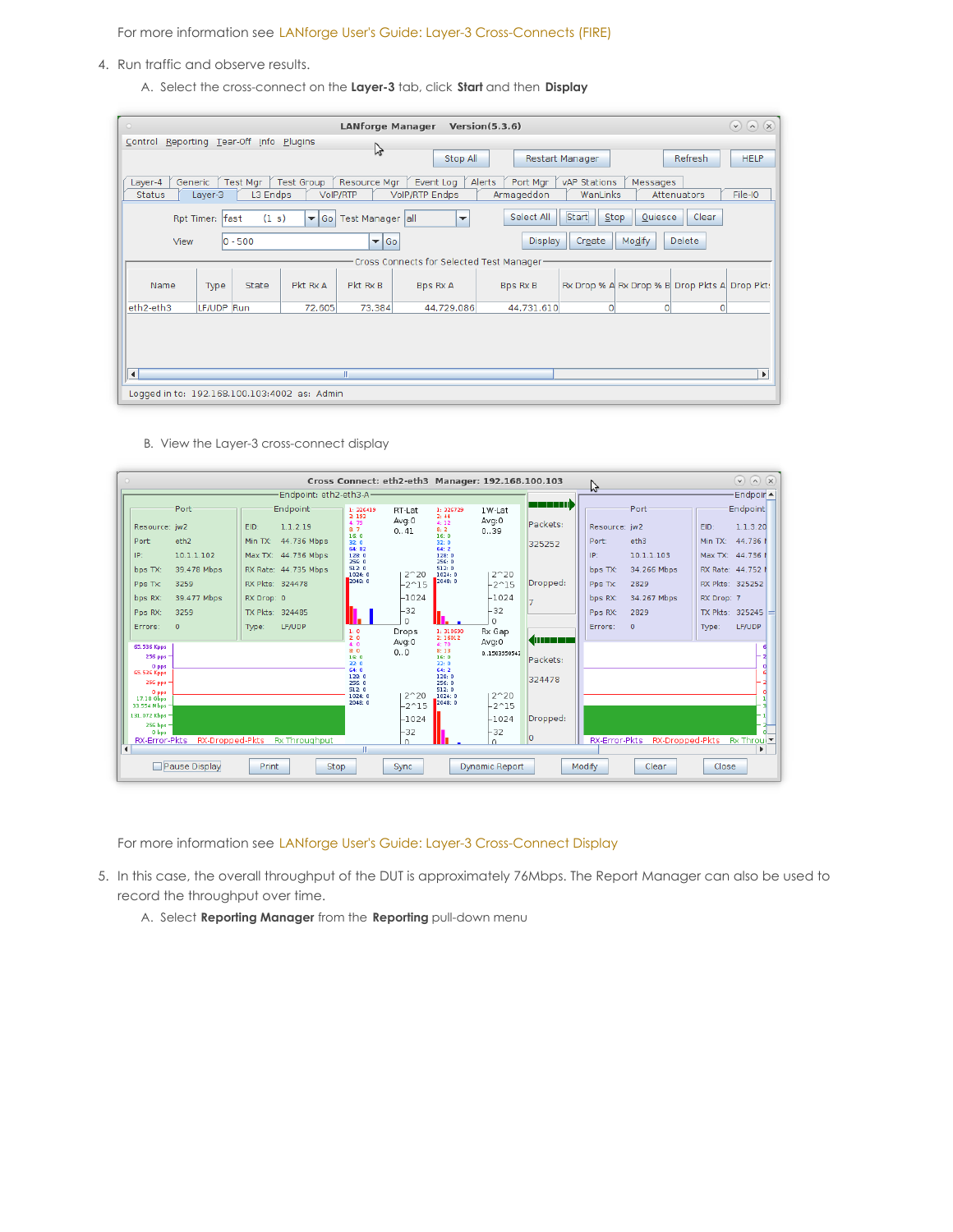For more information see LANforge User's Guide: Layer-3 Cross-Connects (FIRE)

4. Run traffic and observe results.
   A. Select the cross-connect on the **Layer-3** tab, click **Start** and then **Display**

   B. View the Layer-3 cross-connect display

For more information see LANforge User's Guide: Layer-3 Cross-Connect Display

5. In this case, the overall throughput of the DUT is approximately 76Mbps. The Report Manager can also be used to record the throughput over time.
   A. Select **Reporting Manager** from the **Reporting** pull-down menu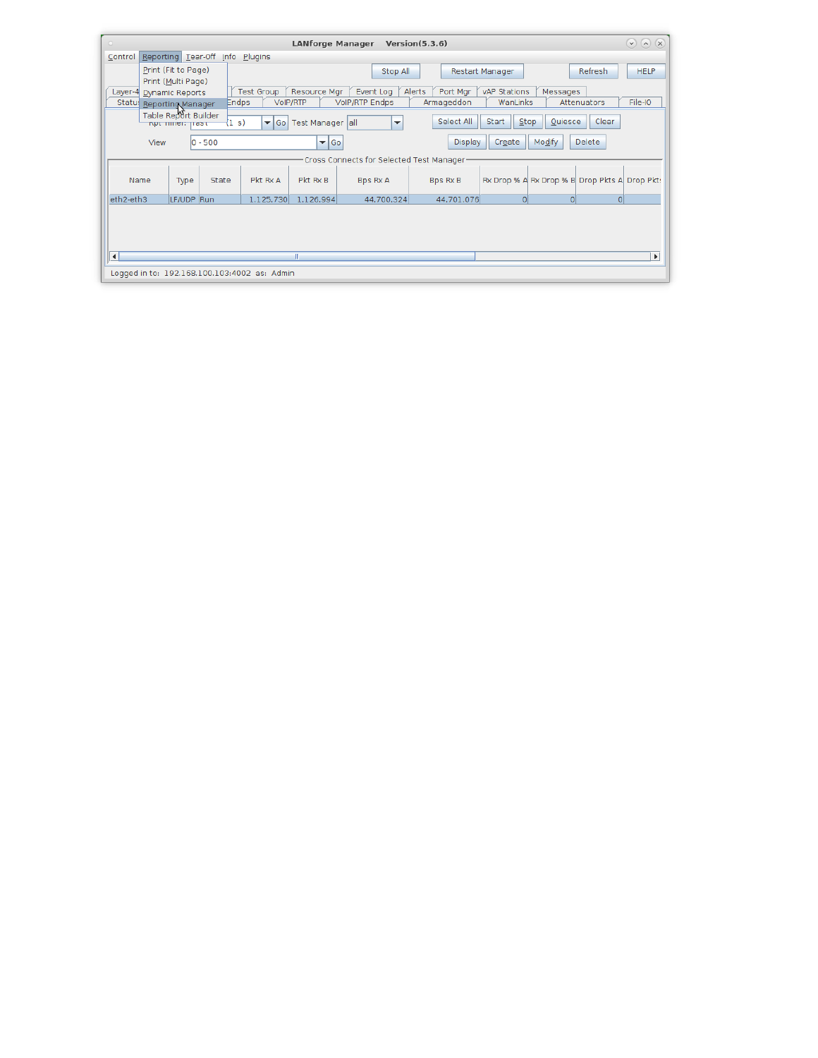LANforge Manager Version(5.3.6)

Control | Reporting | Tear-Off | Info | Plugins

Reporting menu:
- Print (Fit to Page)
- Print (Multi Page)
- Dynamic Reports
- Reporting Manager
- Table Report Builder

Stop All | Restart Manager | Refresh | HELP

Layer-4 | Test Group | Resource Mgr | Event Log | Alerts | Port Mgr | vAP Stations | Messages

Status | Endps | VoIP/RTP | VoIP/RTP Endps | Armageddon | WanLinks | Attenuators | File-IO

Rpt Timer: fast (1 s) Go | Test Manager: all | Select All | Start | Stop | Quiesce | Clear

View: 0 - 500 Go | Display | Create | Modify | Delete

Cross Connects for Selected Test Manager

| Name | Type | State | Pkt Rx A | Pkt Rx B | Bps Rx A | Bps Rx B | Rx Drop % A | Rx Drop % B | Drop Pkts A | Drop Pkt: |
|---|---|---|---|---|---|---|---|---|---|---|
| eth2-eth3 | LF/UDP | Run | 1,125,730 | 1,126,994 | 44,700,324 | 44,701,076 | 0 | 0 | 0 | |

Logged in to: 192.168.100.103:4002 as: Admin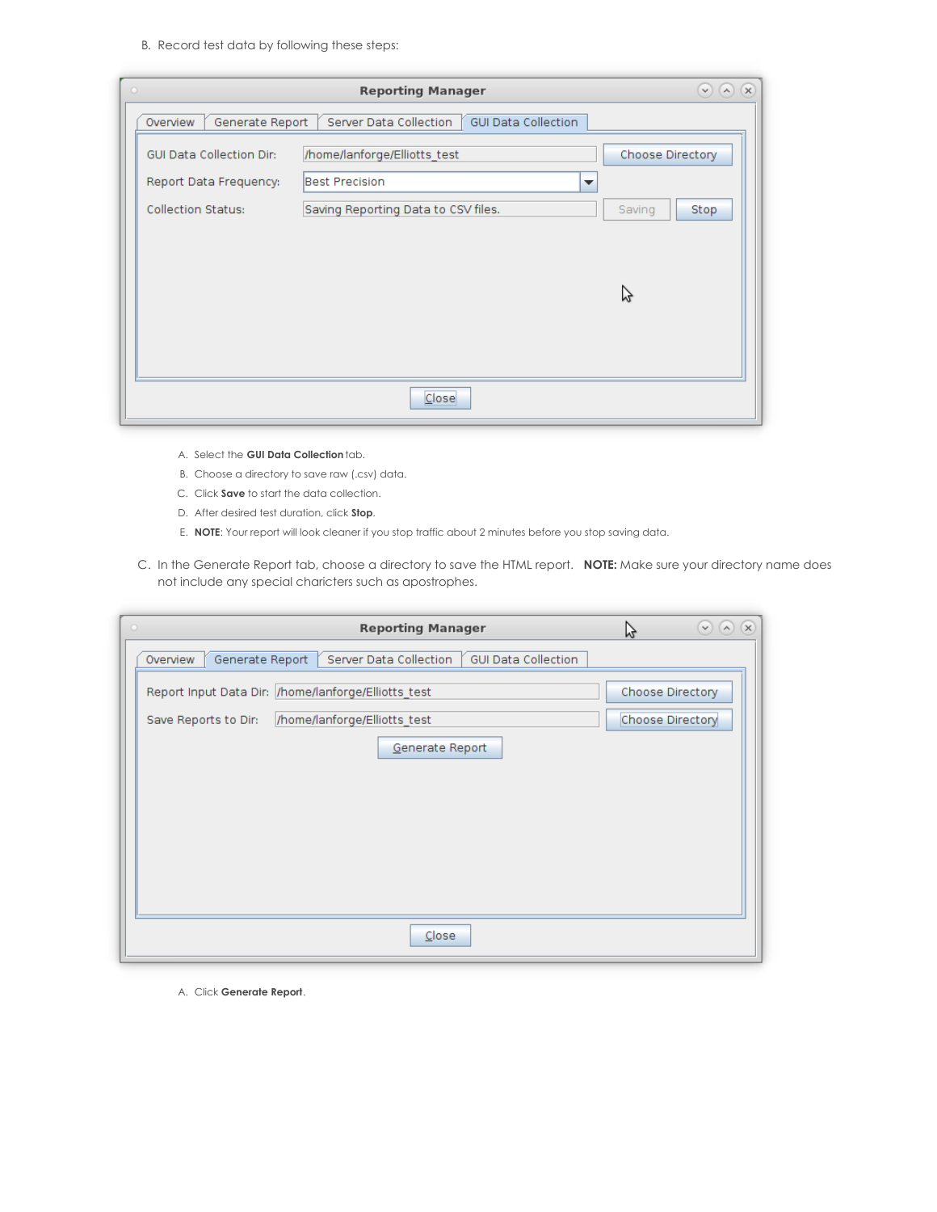B. Record test data by following these steps:

A. Select the **GUI Data Collection** tab.
B. Choose a directory to save raw (.csv) data.
C. Click **Save** to start the data collection.
D. After desired test duration, click **Stop**.
E. **NOTE**: Your report will look cleaner if you stop traffic about 2 minutes before you stop saving data.

C. In the Generate Report tab, choose a directory to save the HTML report. **NOTE:** Make sure your directory name does not include any special charicters such as apostrophes.

A. Click **Generate Report**.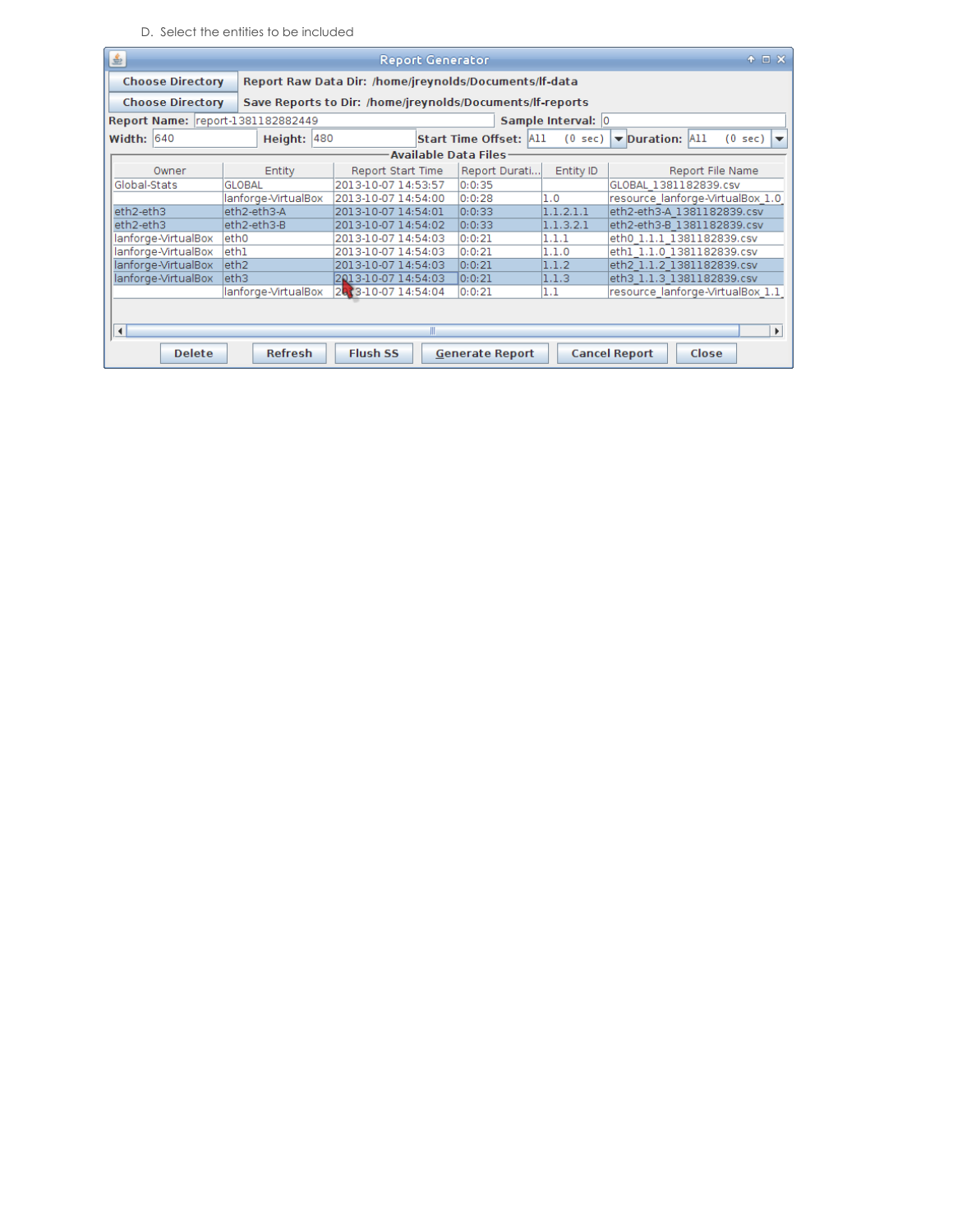D. Select the entities to be included

Report Generator

Choose Directory | Report Raw Data Dir: /home/jreynolds/Documents/lf-data

Choose Directory | Save Reports to Dir: /home/jreynolds/Documents/lf-reports

Report Name: report-1381182882449 Sample Interval: 0

Width: 640 Height: 480 Start Time Offset: All (0 sec) Duration: All (0 sec)

Available Data Files

| Owner | Entity | Report Start Time | Report Durati... | Entity ID | Report File Name |
|---|---|---|---|---|---|
| Global-Stats | GLOBAL | 2013-10-07 14:53:57 | 0:0:35 | | GLOBAL_1381182839.csv |
| | lanforge-VirtualBox | 2013-10-07 14:54:00 | 0:0:28 | 1.0 | resource_lanforge-VirtualBox_1.0 |
| eth2-eth3 | eth2-eth3-A | 2013-10-07 14:54:01 | 0:0:33 | 1.1.2.1.1 | eth2-eth3-A_1381182839.csv |
| eth2-eth3 | eth2-eth3-B | 2013-10-07 14:54:02 | 0:0:33 | 1.1.3.2.1 | eth2-eth3-B_1381182839.csv |
| lanforge-VirtualBox | eth0 | 2013-10-07 14:54:03 | 0:0:21 | 1.1.1 | eth0_1.1.1_1381182839.csv |
| lanforge-VirtualBox | eth1 | 2013-10-07 14:54:03 | 0:0:21 | 1.1.0 | eth1_1.1.0_1381182839.csv |
| lanforge-VirtualBox | eth2 | 2013-10-07 14:54:03 | 0:0:21 | 1.1.2 | eth2_1.1.2_1381182839.csv |
| lanforge-VirtualBox | eth3 | 2013-10-07 14:54:03 | 0:0:21 | 1.1.3 | eth3_1.1.3_1381182839.csv |
| | lanforge-VirtualBox | 2013-10-07 14:54:04 | 0:0:21 | 1.1 | resource_lanforge-VirtualBox_1.1 |

Delete | Refresh | Flush SS | Generate Report | Cancel Report | Close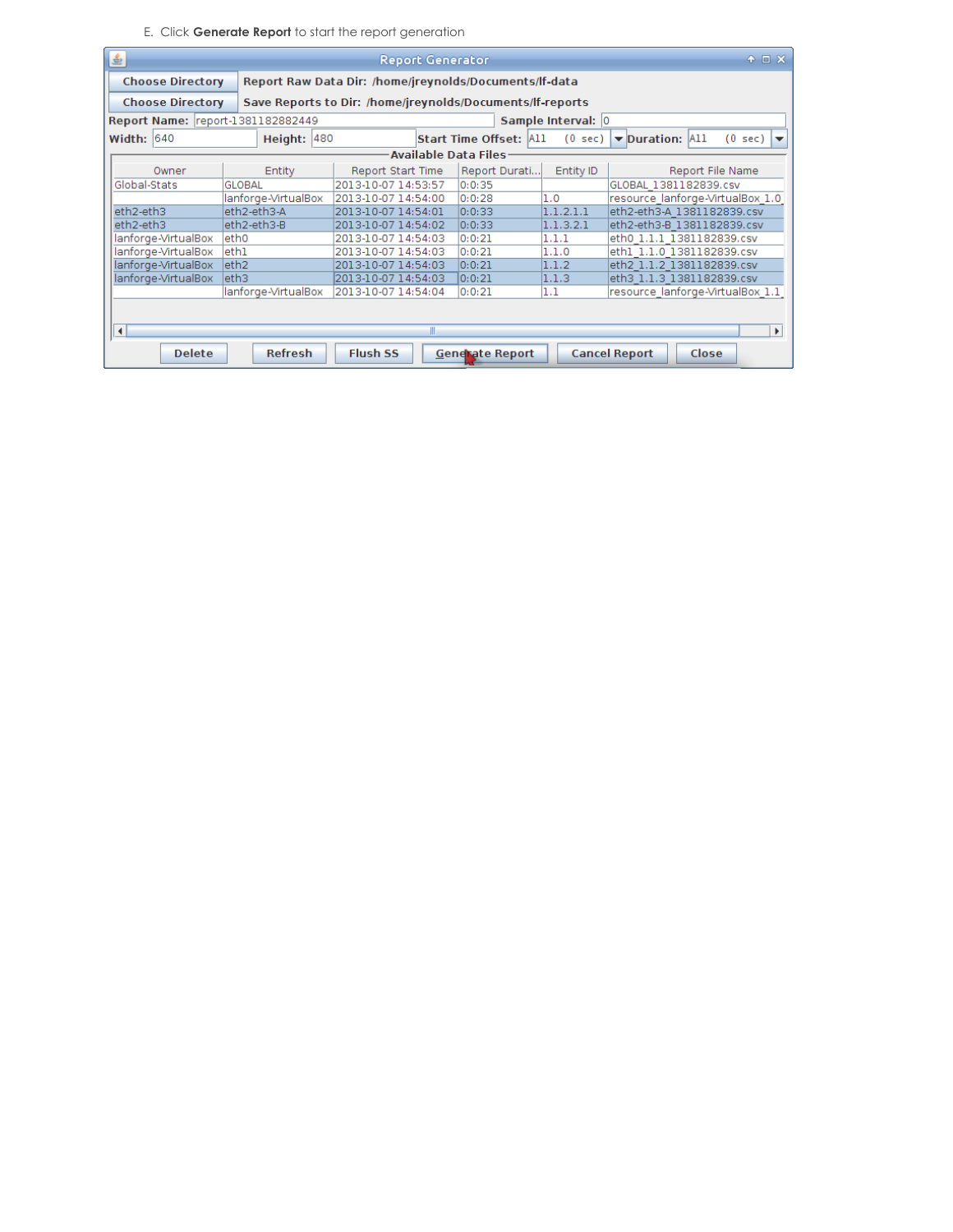E. Click **Generate Report** to start the report generation

Report Generator

Choose Directory | Report Raw Data Dir: /home/jreynolds/Documents/lf-data

Choose Directory | Save Reports to Dir: /home/jreynolds/Documents/lf-reports

Report Name: report-1381182882449   Sample Interval: 0

Width: 640   Height: 480   Start Time Offset: All (0 sec)   Duration: All (0 sec)

Available Data Files

| Owner | Entity | Report Start Time | Report Durati... | Entity ID | Report File Name |
|---|---|---|---|---|---|
| Global-Stats | GLOBAL | 2013-10-07 14:53:57 | 0:0:35 | | GLOBAL_1381182839.csv |
| | lanforge-VirtualBox | 2013-10-07 14:54:00 | 0:0:28 | 1.0 | resource_lanforge-VirtualBox_1.0 |
| eth2-eth3 | eth2-eth3-A | 2013-10-07 14:54:01 | 0:0:33 | 1.1.2.1.1 | eth2-eth3-A_1381182839.csv |
| eth2-eth3 | eth2-eth3-B | 2013-10-07 14:54:02 | 0:0:33 | 1.1.3.2.1 | eth2-eth3-B_1381182839.csv |
| lanforge-VirtualBox | eth0 | 2013-10-07 14:54:03 | 0:0:21 | 1.1.1 | eth0_1.1.1_1381182839.csv |
| lanforge-VirtualBox | eth1 | 2013-10-07 14:54:03 | 0:0:21 | 1.1.0 | eth1_1.1.0_1381182839.csv |
| lanforge-VirtualBox | eth2 | 2013-10-07 14:54:03 | 0:0:21 | 1.1.2 | eth2_1.1.2_1381182839.csv |
| lanforge-VirtualBox | eth3 | 2013-10-07 14:54:03 | 0:0:21 | 1.1.3 | eth3_1.1.3_1381182839.csv |
| | lanforge-VirtualBox | 2013-10-07 14:54:04 | 0:0:21 | 1.1 | resource_lanforge-VirtualBox_1.1 |

Delete | Refresh | Flush SS | Generate Report | Cancel Report | Close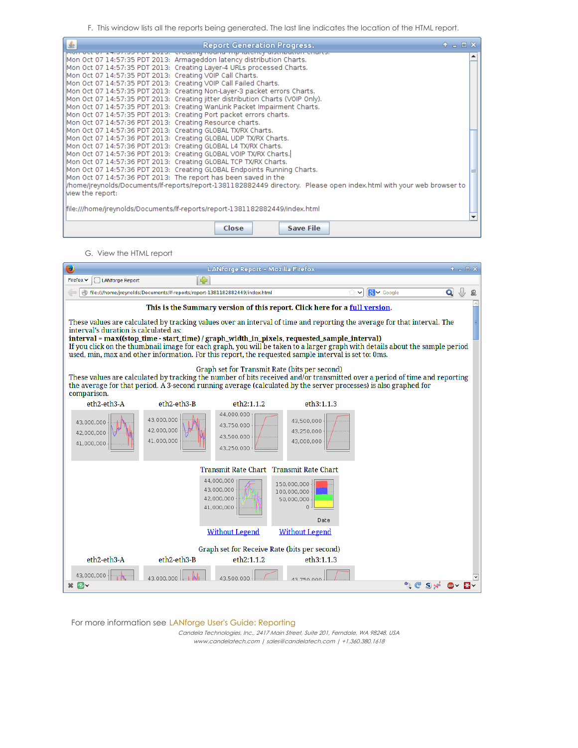F. This window lists all the reports being generated. The last line indicates the location of the HTML report.

Report Generation Progress.

```
Mon Oct 07 14:57:35 PDT 2013:  Creating Round-Trip latency distribution charts.
Mon Oct 07 14:57:35 PDT 2013:  Armageddon latency distribution Charts.
Mon Oct 07 14:57:35 PDT 2013:  Creating Layer-4 URLs processed Charts.
Mon Oct 07 14:57:35 PDT 2013:  Creating VOIP Call Charts.
Mon Oct 07 14:57:35 PDT 2013:  Creating VOIP Call Failed Charts.
Mon Oct 07 14:57:35 PDT 2013:  Creating Non-Layer-3 packet errors Charts.
Mon Oct 07 14:57:35 PDT 2013:  Creating jitter distribution Charts (VOIP Only).
Mon Oct 07 14:57:35 PDT 2013:  Creating WanLink Packet Impairment Charts.
Mon Oct 07 14:57:35 PDT 2013:  Creating Port packet errors charts.
Mon Oct 07 14:57:36 PDT 2013:  Creating Resource charts.
Mon Oct 07 14:57:36 PDT 2013:  Creating GLOBAL TX/RX Charts.
Mon Oct 07 14:57:36 PDT 2013:  Creating GLOBAL UDP TX/RX Charts.
Mon Oct 07 14:57:36 PDT 2013:  Creating GLOBAL L4 TX/RX Charts.
Mon Oct 07 14:57:36 PDT 2013:  Creating GLOBAL VOIP TX/RX Charts.
Mon Oct 07 14:57:36 PDT 2013:  Creating GLOBAL TCP TX/RX Charts.
Mon Oct 07 14:57:36 PDT 2013:  Creating GLOBAL Endpoints Running Charts.
Mon Oct 07 14:57:36 PDT 2013:  The report has been saved in the
/home/jreynolds/Documents/lf-reports/report-1381182882449 directory.  Please open index.html with your web browser to
view the report:

file:///home/jreynolds/Documents/lf-reports/report-1381182882449/index.html
```

Close | Save File

G. View the HTML report

LANforge Report - Mozilla Firefox

file:///home/jreynolds/Documents/lf-reports/report-1381182882449/index.html

**This is the Summary version of this report. Click here for a full version.**

These values are calculated by tracking values over an interval of time and reporting the average for that interval. The interval's duration is calculated as:
**interval = max((stop_time - start_time) / graph_width_in_pixels, requested_sample_interval)**
If you click on the thumbnail image for each graph, you will be taken to a larger graph with details about the sample period used, min, max and other information. For this report, the requested sample interval is set to: 0ms.

Graph set for Transmit Rate (bits per second)
These values are calculated by tracking the number of bits received and/or transmitted over a period of time and reporting the average for that period. A 3-second running average (calculated by the server processes) is also graphed for comparison.

eth2-eth3-A
43,000,000
42,000,000
41,000,000

eth2-eth3-B
43,000,000
42,000,000
41,000,000

eth2:1.1.2
44,000,000
43,750,000
43,500,000
43,250,000

eth3:1.1.3
43,500,000
43,250,000
43,000,000

Transmit Rate Chart
44,000,000
43,000,000
42,000,000
41,000,000
Without Legend

Transmit Rate Chart
150,000,000
100,000,000
50,000,000
0
Date
Without Legend

Graph set for Receive Rate (bits per second)

eth2-eth3-A
43,000,000

eth2-eth3-B
43,000,000

eth2:1.1.2
43,500,000

eth3:1.1.3
43,750,000

For more information see LANforge User's Guide: Reporting

*Candela Technologies, Inc., 2417 Main Street, Suite 201, Ferndale, WA 98248, USA*
*www.candelatech.com | sales@candelatech.com | +1.360.380.1618*